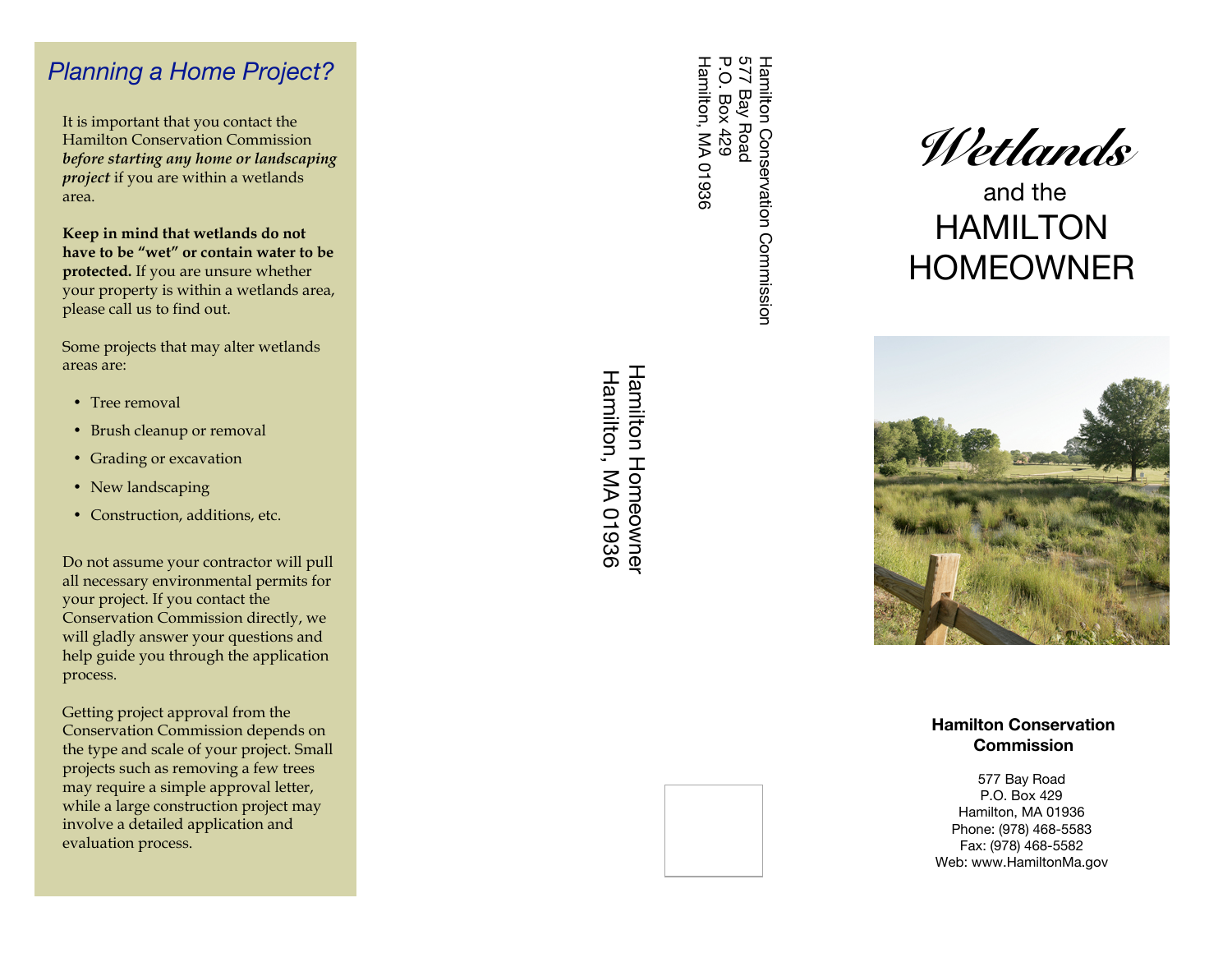## *Planning a Home Project?*

It is important that you contact the Hamilton Conservation Commission ***before starting any home or landscaping project*** if you are within a wetlands area.

**Keep in mind that wetlands do not have to be "wet" or contain water to be protected.** If you are unsure whether your property is within a wetlands area, please call us to find out.

Some projects that may alter wetlands areas are:

- Tree removal
- Brush cleanup or removal
- Grading or excavation
- New landscaping
- Construction, additions, etc.

Do not assume your contractor will pull all necessary environmental permits for your project. If you contact the Conservation Commission directly, we will gladly answer your questions and help guide you through the application process.

Getting project approval from the Conservation Commission depends on the type and scale of your project. Small projects such as removing a few trees may require a simple approval letter, while a large construction project may involve a detailed application and evaluation process.

Hamilton Conservation Commission
577 Bay Road
P.O. Box 429
Hamilton, MA 01936

Hamilton Homeowner
Hamilton, MA 01936

# *Wetlands*

## and the HAMILTON HOMEOWNER

**Hamilton Conservation Commission**

577 Bay Road
P.O. Box 429
Hamilton, MA 01936
Phone: (978) 468-5583
Fax: (978) 468-5582
Web: www.HamiltonMa.gov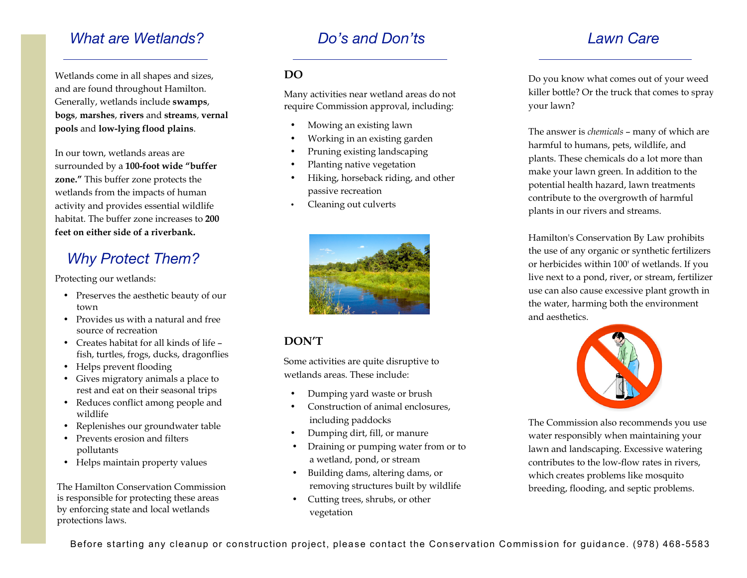## What are Wetlands?

Wetlands come in all shapes and sizes, and are found throughout Hamilton. Generally, wetlands include **swamps**, **bogs**, **marshes**, **rivers** and **streams**, **vernal pools** and **low-lying flood plains**.

In our town, wetlands areas are surrounded by a **100-foot wide "buffer zone."** This buffer zone protects the wetlands from the impacts of human activity and provides essential wildlife habitat. The buffer zone increases to **200 feet on either side of a riverbank.**

## Why Protect Them?

Protecting our wetlands:

- Preserves the aesthetic beauty of our town
- Provides us with a natural and free source of recreation
- Creates habitat for all kinds of life – fish, turtles, frogs, ducks, dragonflies
- Helps prevent flooding
- Gives migratory animals a place to rest and eat on their seasonal trips
- Reduces conflict among people and wildlife
- Replenishes our groundwater table
- Prevents erosion and filters pollutants
- Helps maintain property values

The Hamilton Conservation Commission is responsible for protecting these areas by enforcing state and local wetlands protections laws.

## Do's and Don'ts

### DO

Many activities near wetland areas do not require Commission approval, including:

- Mowing an existing lawn
- Working in an existing garden
- Pruning existing landscaping
- Planting native vegetation
- Hiking, horseback riding, and other passive recreation
- Cleaning out culverts

### DON'T

Some activities are quite disruptive to wetlands areas. These include:

- Dumping yard waste or brush
- Construction of animal enclosures, including paddocks
- Dumping dirt, fill, or manure
- Draining or pumping water from or to a wetland, pond, or stream
- Building dams, altering dams, or removing structures built by wildlife
- Cutting trees, shrubs, or other vegetation

## Lawn Care

Do you know what comes out of your weed killer bottle? Or the truck that comes to spray your lawn?

The answer is *chemicals* – many of which are harmful to humans, pets, wildlife, and plants. These chemicals do a lot more than make your lawn green. In addition to the potential health hazard, lawn treatments contribute to the overgrowth of harmful plants in our rivers and streams.

Hamilton's Conservation By Law prohibits the use of any organic or synthetic fertilizers or herbicides within 100' of wetlands. If you live next to a pond, river, or stream, fertilizer use can also cause excessive plant growth in the water, harming both the environment and aesthetics.

The Commission also recommends you use water responsibly when maintaining your lawn and landscaping. Excessive watering contributes to the low-flow rates in rivers, which creates problems like mosquito breeding, flooding, and septic problems.

Before starting any cleanup or construction project, please contact the Conservation Commission for guidance. (978) 468-5583